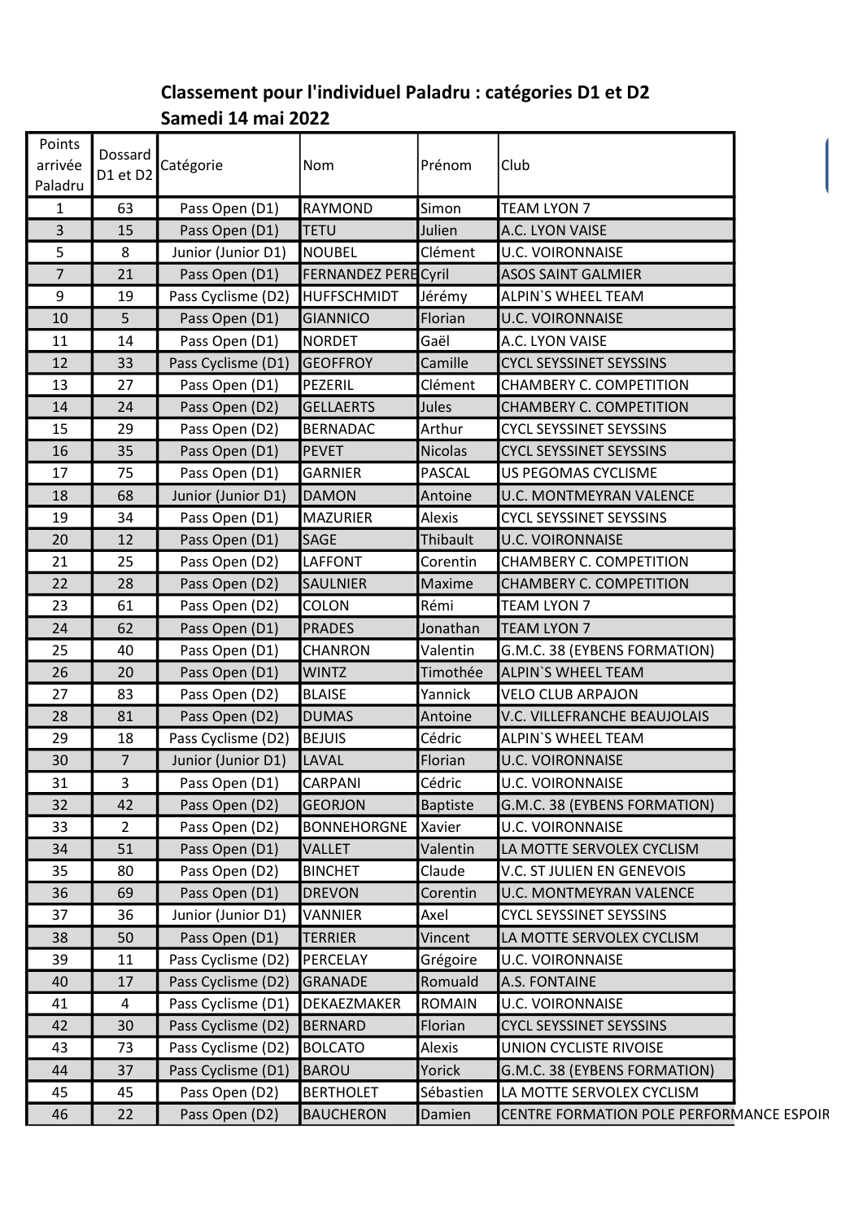**Classement pour l'individuel Paladru : catégories D1 et D2**
**Samedi 14 mai 2022**

| Points arrivée Paladru | Dossard D1 et D2 | Catégorie | Nom | Prénom | Club |
|---|---|---|---|---|---|
| 1 | 63 | Pass Open (D1) | RAYMOND | Simon | TEAM LYON 7 |
| 3 | 15 | Pass Open (D1) | TETU | Julien | A.C. LYON VAISE |
| 5 | 8 | Junior (Junior D1) | NOUBEL | Clément | U.C. VOIRONNAISE |
| 7 | 21 | Pass Open (D1) | FERNANDEZ PERE | Cyril | ASOS SAINT GALMIER |
| 9 | 19 | Pass Cyclisme (D2) | HUFFSCHMIDT | Jérémy | ALPIN`S WHEEL TEAM |
| 10 | 5 | Pass Open (D1) | GIANNICO | Florian | U.C. VOIRONNAISE |
| 11 | 14 | Pass Open (D1) | NORDET | Gaël | A.C. LYON VAISE |
| 12 | 33 | Pass Cyclisme (D1) | GEOFFROY | Camille | CYCL SEYSSINET SEYSSINS |
| 13 | 27 | Pass Open (D1) | PEZERIL | Clément | CHAMBERY C. COMPETITION |
| 14 | 24 | Pass Open (D2) | GELLAERTS | Jules | CHAMBERY C. COMPETITION |
| 15 | 29 | Pass Open (D2) | BERNADAC | Arthur | CYCL SEYSSINET SEYSSINS |
| 16 | 35 | Pass Open (D1) | PEVET | Nicolas | CYCL SEYSSINET SEYSSINS |
| 17 | 75 | Pass Open (D1) | GARNIER | PASCAL | US PEGOMAS CYCLISME |
| 18 | 68 | Junior (Junior D1) | DAMON | Antoine | U.C. MONTMEYRAN VALENCE |
| 19 | 34 | Pass Open (D1) | MAZURIER | Alexis | CYCL SEYSSINET SEYSSINS |
| 20 | 12 | Pass Open (D1) | SAGE | Thibault | U.C. VOIRONNAISE |
| 21 | 25 | Pass Open (D2) | LAFFONT | Corentin | CHAMBERY C. COMPETITION |
| 22 | 28 | Pass Open (D2) | SAULNIER | Maxime | CHAMBERY C. COMPETITION |
| 23 | 61 | Pass Open (D2) | COLON | Rémi | TEAM LYON 7 |
| 24 | 62 | Pass Open (D1) | PRADES | Jonathan | TEAM LYON 7 |
| 25 | 40 | Pass Open (D1) | CHANRON | Valentin | G.M.C. 38 (EYBENS FORMATION) |
| 26 | 20 | Pass Open (D1) | WINTZ | Timothée | ALPIN`S WHEEL TEAM |
| 27 | 83 | Pass Open (D2) | BLAISE | Yannick | VELO CLUB ARPAJON |
| 28 | 81 | Pass Open (D2) | DUMAS | Antoine | V.C. VILLEFRANCHE BEAUJOLAIS |
| 29 | 18 | Pass Cyclisme (D2) | BEJUIS | Cédric | ALPIN`S WHEEL TEAM |
| 30 | 7 | Junior (Junior D1) | LAVAL | Florian | U.C. VOIRONNAISE |
| 31 | 3 | Pass Open (D1) | CARPANI | Cédric | U.C. VOIRONNAISE |
| 32 | 42 | Pass Open (D2) | GEORJON | Baptiste | G.M.C. 38 (EYBENS FORMATION) |
| 33 | 2 | Pass Open (D2) | BONNEHORGNE | Xavier | U.C. VOIRONNAISE |
| 34 | 51 | Pass Open (D1) | VALLET | Valentin | LA MOTTE SERVOLEX CYCLISM |
| 35 | 80 | Pass Open (D2) | BINCHET | Claude | V.C. ST JULIEN EN GENEVOIS |
| 36 | 69 | Pass Open (D1) | DREVON | Corentin | U.C. MONTMEYRAN VALENCE |
| 37 | 36 | Junior (Junior D1) | VANNIER | Axel | CYCL SEYSSINET SEYSSINS |
| 38 | 50 | Pass Open (D1) | TERRIER | Vincent | LA MOTTE SERVOLEX CYCLISM |
| 39 | 11 | Pass Cyclisme (D2) | PERCELAY | Grégoire | U.C. VOIRONNAISE |
| 40 | 17 | Pass Cyclisme (D2) | GRANADE | Romuald | A.S. FONTAINE |
| 41 | 4 | Pass Cyclisme (D1) | DEKAEZMAKER | ROMAIN | U.C. VOIRONNAISE |
| 42 | 30 | Pass Cyclisme (D2) | BERNARD | Florian | CYCL SEYSSINET SEYSSINS |
| 43 | 73 | Pass Cyclisme (D2) | BOLCATO | Alexis | UNION CYCLISTE RIVOISE |
| 44 | 37 | Pass Cyclisme (D1) | BAROU | Yorick | G.M.C. 38 (EYBENS FORMATION) |
| 45 | 45 | Pass Open (D2) | BERTHOLET | Sébastien | LA MOTTE SERVOLEX CYCLISM |
| 46 | 22 | Pass Open (D2) | BAUCHERON | Damien | CENTRE FORMATION POLE PERFORMANCE ESPOIR |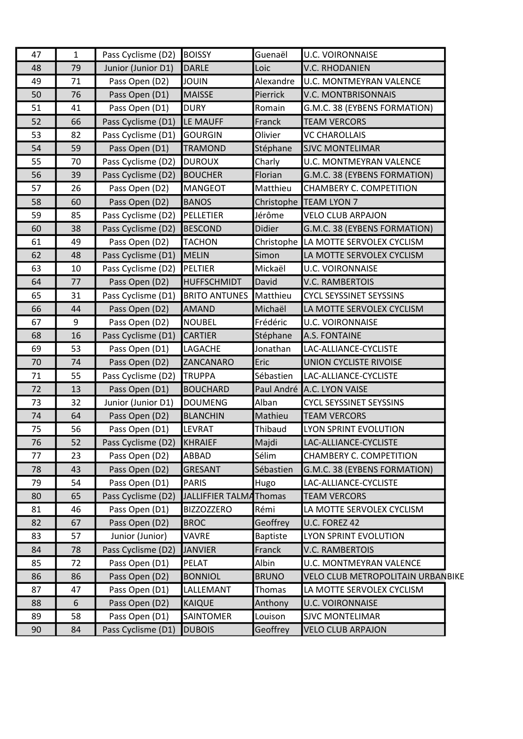| | | | | | |
|---|---|---|---|---|---|
| 47 | 1 | Pass Cyclisme (D2) | BOISSY | Guenaël | U.C. VOIRONNAISE |
| 48 | 79 | Junior (Junior D1) | DARLE | Loic | V.C. RHODANIEN |
| 49 | 71 | Pass Open (D2) | JOUIN | Alexandre | U.C. MONTMEYRAN VALENCE |
| 50 | 76 | Pass Open (D1) | MAISSE | Pierrick | V.C. MONTBRISONNAIS |
| 51 | 41 | Pass Open (D1) | DURY | Romain | G.M.C. 38 (EYBENS FORMATION) |
| 52 | 66 | Pass Cyclisme (D1) | LE MAUFF | Franck | TEAM VERCORS |
| 53 | 82 | Pass Cyclisme (D1) | GOURGIN | Olivier | VC CHAROLLAIS |
| 54 | 59 | Pass Open (D1) | TRAMOND | Stéphane | SJVC MONTELIMAR |
| 55 | 70 | Pass Cyclisme (D2) | DUROUX | Charly | U.C. MONTMEYRAN VALENCE |
| 56 | 39 | Pass Cyclisme (D2) | BOUCHER | Florian | G.M.C. 38 (EYBENS FORMATION) |
| 57 | 26 | Pass Open (D2) | MANGEOT | Matthieu | CHAMBERY C. COMPETITION |
| 58 | 60 | Pass Open (D2) | BANOS | Christophe | TEAM LYON 7 |
| 59 | 85 | Pass Cyclisme (D2) | PELLETIER | Jérôme | VELO CLUB ARPAJON |
| 60 | 38 | Pass Cyclisme (D2) | BESCOND | Didier | G.M.C. 38 (EYBENS FORMATION) |
| 61 | 49 | Pass Open (D2) | TACHON | Christophe | LA MOTTE SERVOLEX CYCLISM |
| 62 | 48 | Pass Cyclisme (D1) | MELIN | Simon | LA MOTTE SERVOLEX CYCLISM |
| 63 | 10 | Pass Cyclisme (D2) | PELTIER | Mickaël | U.C. VOIRONNAISE |
| 64 | 77 | Pass Open (D2) | HUFFSCHMIDT | David | V.C. RAMBERTOIS |
| 65 | 31 | Pass Cyclisme (D1) | BRITO ANTUNES | Matthieu | CYCL SEYSSINET SEYSSINS |
| 66 | 44 | Pass Open (D2) | AMAND | Michaël | LA MOTTE SERVOLEX CYCLISM |
| 67 | 9 | Pass Open (D2) | NOUBEL | Frédéric | U.C. VOIRONNAISE |
| 68 | 16 | Pass Cyclisme (D1) | CARTIER | Stéphane | A.S. FONTAINE |
| 69 | 53 | Pass Open (D1) | LAGACHE | Jonathan | LAC-ALLIANCE-CYCLISTE |
| 70 | 74 | Pass Open (D2) | ZANCANARO | Eric | UNION CYCLISTE RIVOISE |
| 71 | 55 | Pass Cyclisme (D2) | TRUPPA | Sébastien | LAC-ALLIANCE-CYCLISTE |
| 72 | 13 | Pass Open (D1) | BOUCHARD | Paul André | A.C. LYON VAISE |
| 73 | 32 | Junior (Junior D1) | DOUMENG | Alban | CYCL SEYSSINET SEYSSINS |
| 74 | 64 | Pass Open (D2) | BLANCHIN | Mathieu | TEAM VERCORS |
| 75 | 56 | Pass Open (D1) | LEVRAT | Thibaud | LYON SPRINT EVOLUTION |
| 76 | 52 | Pass Cyclisme (D2) | KHRAIEF | Majdi | LAC-ALLIANCE-CYCLISTE |
| 77 | 23 | Pass Open (D2) | ABBAD | Sélim | CHAMBERY C. COMPETITION |
| 78 | 43 | Pass Open (D2) | GRESANT | Sébastien | G.M.C. 38 (EYBENS FORMATION) |
| 79 | 54 | Pass Open (D1) | PARIS | Hugo | LAC-ALLIANCE-CYCLISTE |
| 80 | 65 | Pass Cyclisme (D2) | JALLIFFIER TALMA | Thomas | TEAM VERCORS |
| 81 | 46 | Pass Open (D1) | BIZZOZZERO | Rémi | LA MOTTE SERVOLEX CYCLISM |
| 82 | 67 | Pass Open (D2) | BROC | Geoffrey | U.C. FOREZ 42 |
| 83 | 57 | Junior (Junior) | VAVRE | Baptiste | LYON SPRINT EVOLUTION |
| 84 | 78 | Pass Cyclisme (D2) | JANVIER | Franck | V.C. RAMBERTOIS |
| 85 | 72 | Pass Open (D1) | PELAT | Albin | U.C. MONTMEYRAN VALENCE |
| 86 | 86 | Pass Open (D2) | BONNIOL | BRUNO | VELO CLUB METROPOLITAIN URBANBIKE |
| 87 | 47 | Pass Open (D1) | LALLEMANT | Thomas | LA MOTTE SERVOLEX CYCLISM |
| 88 | 6 | Pass Open (D2) | KAIQUE | Anthony | U.C. VOIRONNAISE |
| 89 | 58 | Pass Open (D1) | SAINTOMER | Louison | SJVC MONTELIMAR |
| 90 | 84 | Pass Cyclisme (D1) | DUBOIS | Geoffrey | VELO CLUB ARPAJON |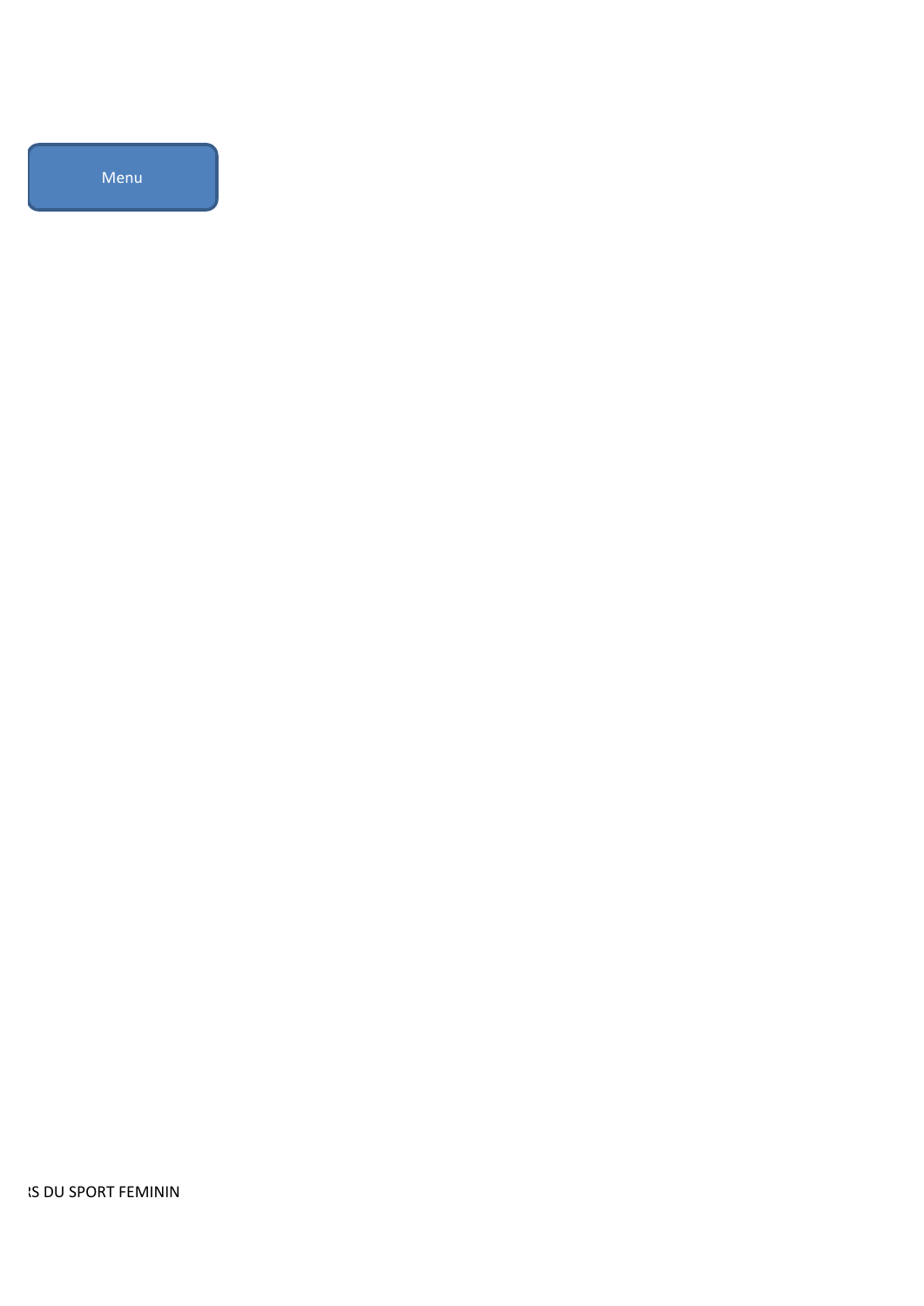Menu

ꝚS DU SPORT FEMININ